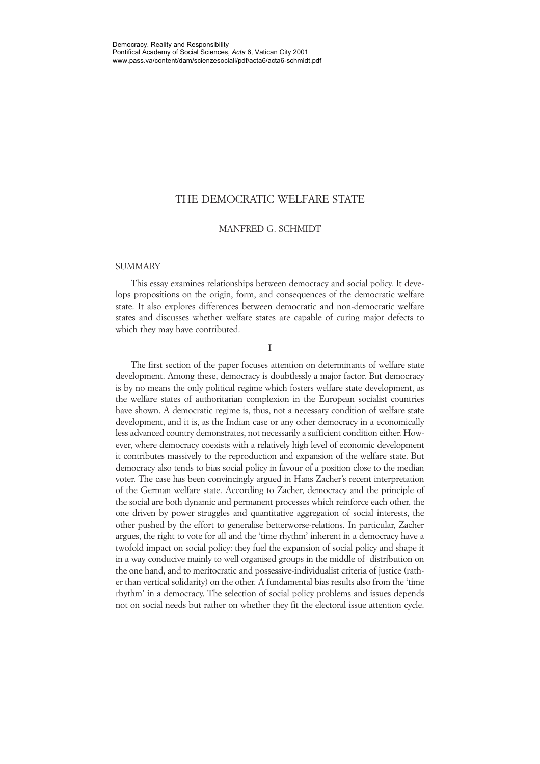Democracy. Reality and Responsibility
Pontifical Academy of Social Sciences, *Acta* 6, Vatican City 2001
www.pass.va/content/dam/scienzesociali/pdf/acta6/acta6-schmidt.pdf

# THE DEMOCRATIC WELFARE STATE

MANFRED G. SCHMIDT

## SUMMARY

This essay examines relationships between democracy and social policy. It develops propositions on the origin, form, and consequences of the democratic welfare state. It also explores differences between democratic and non-democratic welfare states and discusses whether welfare states are capable of curing major defects to which they may have contributed.

## I

The first section of the paper focuses attention on determinants of welfare state development. Among these, democracy is doubtlessly a major factor. But democracy is by no means the only political regime which fosters welfare state development, as the welfare states of authoritarian complexion in the European socialist countries have shown. A democratic regime is, thus, not a necessary condition of welfare state development, and it is, as the Indian case or any other democracy in a economically less advanced country demonstrates, not necessarily a sufficient condition either. However, where democracy coexists with a relatively high level of economic development it contributes massively to the reproduction and expansion of the welfare state. But democracy also tends to bias social policy in favour of a position close to the median voter. The case has been convincingly argued in Hans Zacher's recent interpretation of the German welfare state. According to Zacher, democracy and the principle of the social are both dynamic and permanent processes which reinforce each other, the one driven by power struggles and quantitative aggregation of social interests, the other pushed by the effort to generalise betterworse-relations. In particular, Zacher argues, the right to vote for all and the 'time rhythm' inherent in a democracy have a twofold impact on social policy: they fuel the expansion of social policy and shape it in a way conducive mainly to well organised groups in the middle of distribution on the one hand, and to meritocratic and possessive-individualist criteria of justice (rather than vertical solidarity) on the other. A fundamental bias results also from the 'time rhythm' in a democracy. The selection of social policy problems and issues depends not on social needs but rather on whether they fit the electoral issue attention cycle.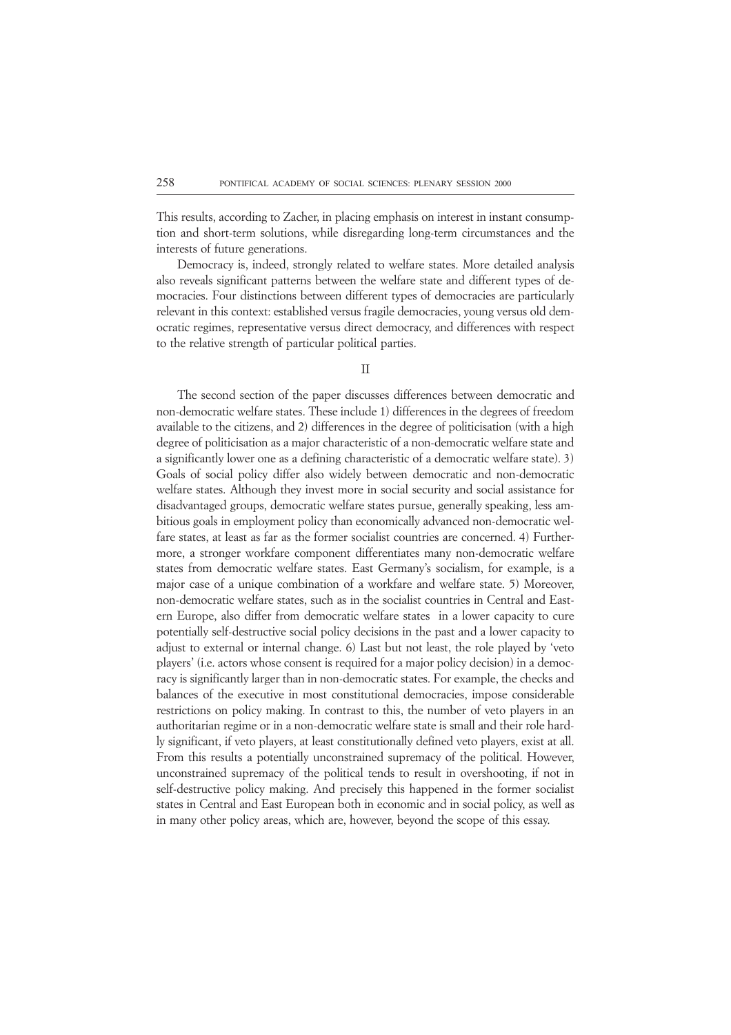This results, according to Zacher, in placing emphasis on interest in instant consumption and short-term solutions, while disregarding long-term circumstances and the interests of future generations.

Democracy is, indeed, strongly related to welfare states. More detailed analysis also reveals significant patterns between the welfare state and different types of democracies. Four distinctions between different types of democracies are particularly relevant in this context: established versus fragile democracies, young versus old democratic regimes, representative versus direct democracy, and differences with respect to the relative strength of particular political parties.

## II

The second section of the paper discusses differences between democratic and non-democratic welfare states. These include 1) differences in the degrees of freedom available to the citizens, and 2) differences in the degree of politicisation (with a high degree of politicisation as a major characteristic of a non-democratic welfare state and a significantly lower one as a defining characteristic of a democratic welfare state). 3) Goals of social policy differ also widely between democratic and non-democratic welfare states. Although they invest more in social security and social assistance for disadvantaged groups, democratic welfare states pursue, generally speaking, less ambitious goals in employment policy than economically advanced non-democratic welfare states, at least as far as the former socialist countries are concerned. 4) Furthermore, a stronger workfare component differentiates many non-democratic welfare states from democratic welfare states. East Germany's socialism, for example, is a major case of a unique combination of a workfare and welfare state. 5) Moreover, non-democratic welfare states, such as in the socialist countries in Central and Eastern Europe, also differ from democratic welfare states in a lower capacity to cure potentially self-destructive social policy decisions in the past and a lower capacity to adjust to external or internal change. 6) Last but not least, the role played by 'veto players' (i.e. actors whose consent is required for a major policy decision) in a democracy is significantly larger than in non-democratic states. For example, the checks and balances of the executive in most constitutional democracies, impose considerable restrictions on policy making. In contrast to this, the number of veto players in an authoritarian regime or in a non-democratic welfare state is small and their role hardly significant, if veto players, at least constitutionally defined veto players, exist at all. From this results a potentially unconstrained supremacy of the political. However, unconstrained supremacy of the political tends to result in overshooting, if not in self-destructive policy making. And precisely this happened in the former socialist states in Central and East European both in economic and in social policy, as well as in many other policy areas, which are, however, beyond the scope of this essay.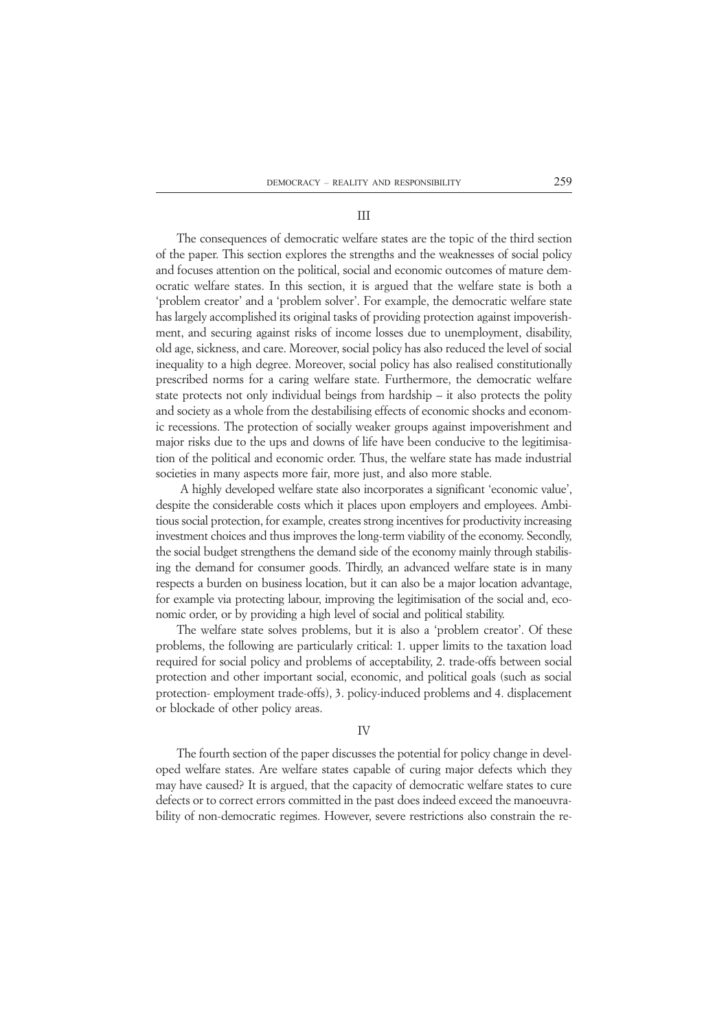## III

The consequences of democratic welfare states are the topic of the third section of the paper. This section explores the strengths and the weaknesses of social policy and focuses attention on the political, social and economic outcomes of mature democratic welfare states. In this section, it is argued that the welfare state is both a 'problem creator' and a 'problem solver'. For example, the democratic welfare state has largely accomplished its original tasks of providing protection against impoverishment, and securing against risks of income losses due to unemployment, disability, old age, sickness, and care. Moreover, social policy has also reduced the level of social inequality to a high degree. Moreover, social policy has also realised constitutionally prescribed norms for a caring welfare state. Furthermore, the democratic welfare state protects not only individual beings from hardship – it also protects the polity and society as a whole from the destabilising effects of economic shocks and economic recessions. The protection of socially weaker groups against impoverishment and major risks due to the ups and downs of life have been conducive to the legitimisation of the political and economic order. Thus, the welfare state has made industrial societies in many aspects more fair, more just, and also more stable.

A highly developed welfare state also incorporates a significant 'economic value', despite the considerable costs which it places upon employers and employees. Ambitious social protection, for example, creates strong incentives for productivity increasing investment choices and thus improves the long-term viability of the economy. Secondly, the social budget strengthens the demand side of the economy mainly through stabilising the demand for consumer goods. Thirdly, an advanced welfare state is in many respects a burden on business location, but it can also be a major location advantage, for example via protecting labour, improving the legitimisation of the social and, economic order, or by providing a high level of social and political stability.

The welfare state solves problems, but it is also a 'problem creator'. Of these problems, the following are particularly critical: 1. upper limits to the taxation load required for social policy and problems of acceptability, 2. trade-offs between social protection and other important social, economic, and political goals (such as social protection- employment trade-offs), 3. policy-induced problems and 4. displacement or blockade of other policy areas.

## IV

The fourth section of the paper discusses the potential for policy change in developed welfare states. Are welfare states capable of curing major defects which they may have caused? It is argued, that the capacity of democratic welfare states to cure defects or to correct errors committed in the past does indeed exceed the manoeuvrability of non-democratic regimes. However, severe restrictions also constrain the re-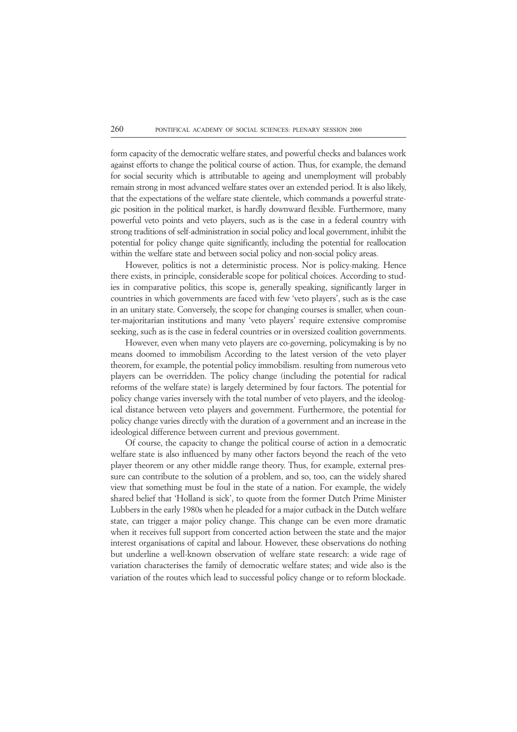form capacity of the democratic welfare states, and powerful checks and balances work against efforts to change the political course of action. Thus, for example, the demand for social security which is attributable to ageing and unemployment will probably remain strong in most advanced welfare states over an extended period. It is also likely, that the expectations of the welfare state clientele, which commands a powerful strategic position in the political market, is hardly downward flexible. Furthermore, many powerful veto points and veto players, such as is the case in a federal country with strong traditions of self-administration in social policy and local government, inhibit the potential for policy change quite significantly, including the potential for reallocation within the welfare state and between social policy and non-social policy areas.

However, politics is not a deterministic process. Nor is policy-making. Hence there exists, in principle, considerable scope for political choices. According to studies in comparative politics, this scope is, generally speaking, significantly larger in countries in which governments are faced with few 'veto players', such as is the case in an unitary state. Conversely, the scope for changing courses is smaller, when counter-majoritarian institutions and many 'veto players' require extensive compromise seeking, such as is the case in federal countries or in oversized coalition governments.

However, even when many veto players are co-governing, policymaking is by no means doomed to immobilism According to the latest version of the veto player theorem, for example, the potential policy immobilism. resulting from numerous veto players can be overridden. The policy change (including the potential for radical reforms of the welfare state) is largely determined by four factors. The potential for policy change varies inversely with the total number of veto players, and the ideological distance between veto players and government. Furthermore, the potential for policy change varies directly with the duration of a government and an increase in the ideological difference between current and previous government.

Of course, the capacity to change the political course of action in a democratic welfare state is also influenced by many other factors beyond the reach of the veto player theorem or any other middle range theory. Thus, for example, external pressure can contribute to the solution of a problem, and so, too, can the widely shared view that something must be foul in the state of a nation. For example, the widely shared belief that 'Holland is sick', to quote from the former Dutch Prime Minister Lubbers in the early 1980s when he pleaded for a major cutback in the Dutch welfare state, can trigger a major policy change. This change can be even more dramatic when it receives full support from concerted action between the state and the major interest organisations of capital and labour. However, these observations do nothing but underline a well-known observation of welfare state research: a wide rage of variation characterises the family of democratic welfare states; and wide also is the variation of the routes which lead to successful policy change or to reform blockade.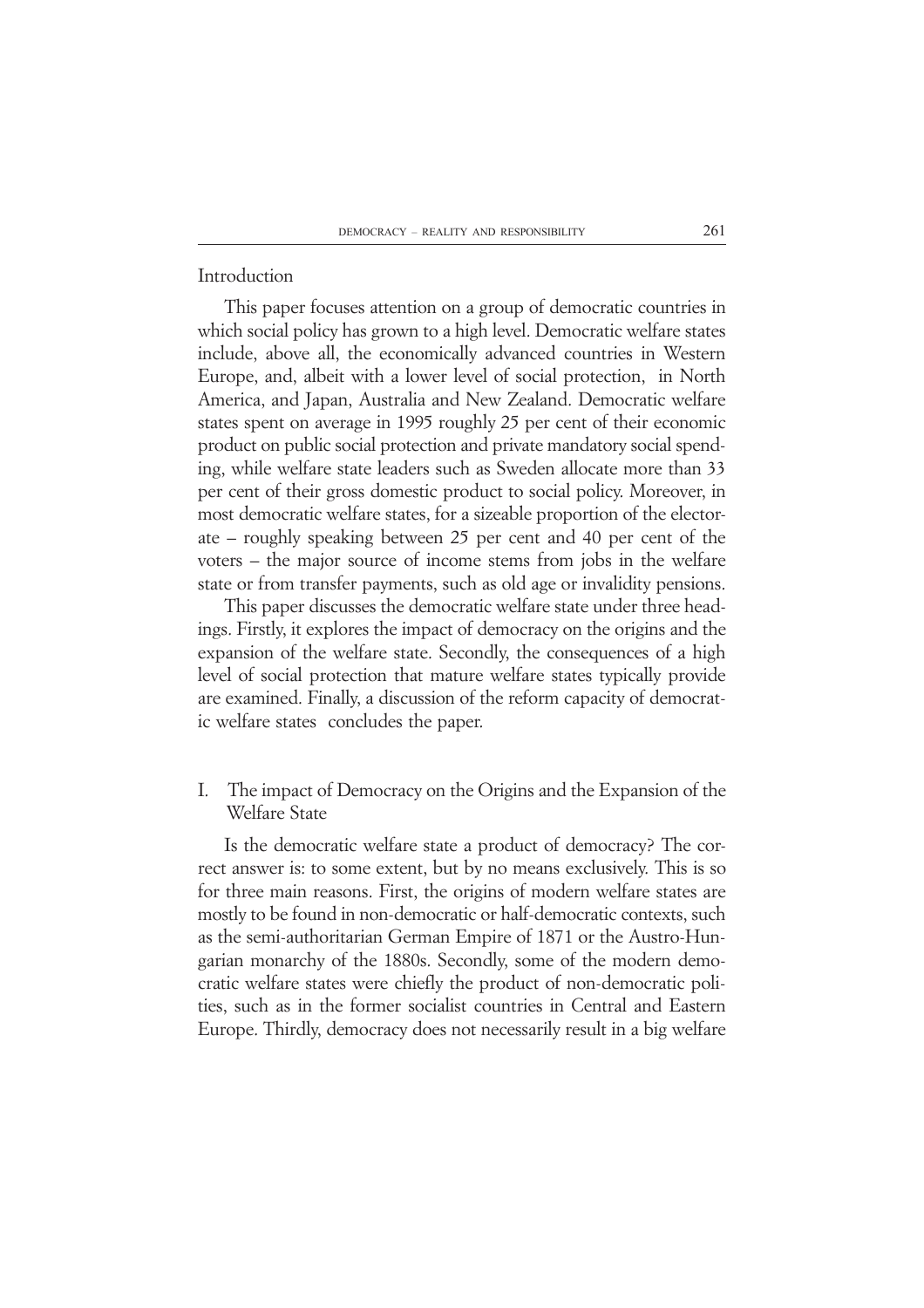## Introduction

This paper focuses attention on a group of democratic countries in which social policy has grown to a high level. Democratic welfare states include, above all, the economically advanced countries in Western Europe, and, albeit with a lower level of social protection, in North America, and Japan, Australia and New Zealand. Democratic welfare states spent on average in 1995 roughly 25 per cent of their economic product on public social protection and private mandatory social spending, while welfare state leaders such as Sweden allocate more than 33 per cent of their gross domestic product to social policy. Moreover, in most democratic welfare states, for a sizeable proportion of the electorate – roughly speaking between 25 per cent and 40 per cent of the voters – the major source of income stems from jobs in the welfare state or from transfer payments, such as old age or invalidity pensions.

This paper discusses the democratic welfare state under three headings. Firstly, it explores the impact of democracy on the origins and the expansion of the welfare state. Secondly, the consequences of a high level of social protection that mature welfare states typically provide are examined. Finally, a discussion of the reform capacity of democratic welfare states concludes the paper.

## I. The impact of Democracy on the Origins and the Expansion of the Welfare State

Is the democratic welfare state a product of democracy? The correct answer is: to some extent, but by no means exclusively. This is so for three main reasons. First, the origins of modern welfare states are mostly to be found in non-democratic or half-democratic contexts, such as the semi-authoritarian German Empire of 1871 or the Austro-Hungarian monarchy of the 1880s. Secondly, some of the modern democratic welfare states were chiefly the product of non-democratic polities, such as in the former socialist countries in Central and Eastern Europe. Thirdly, democracy does not necessarily result in a big welfare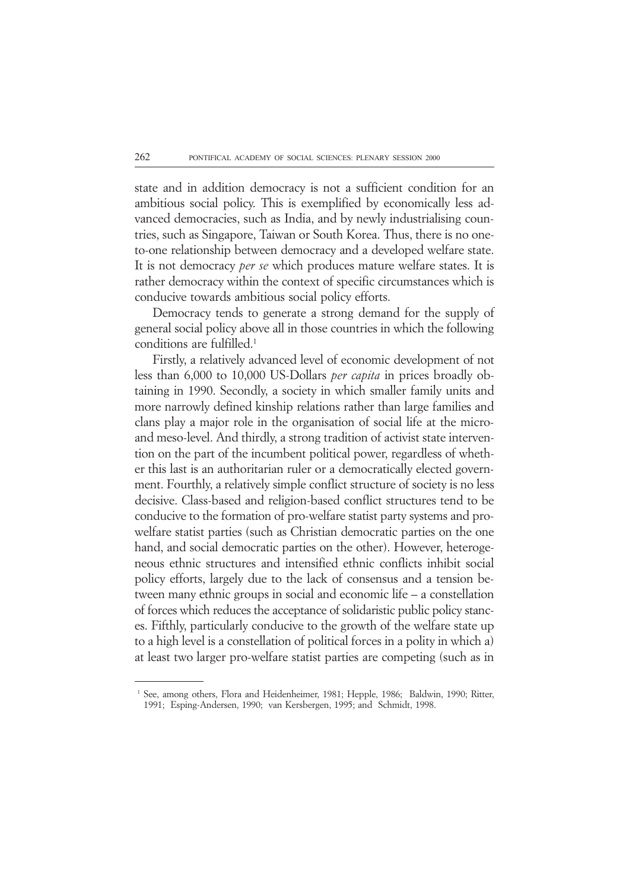state and in addition democracy is not a sufficient condition for an ambitious social policy. This is exemplified by economically less advanced democracies, such as India, and by newly industrialising countries, such as Singapore, Taiwan or South Korea. Thus, there is no one-to-one relationship between democracy and a developed welfare state. It is not democracy *per se* which produces mature welfare states. It is rather democracy within the context of specific circumstances which is conducive towards ambitious social policy efforts.

Democracy tends to generate a strong demand for the supply of general social policy above all in those countries in which the following conditions are fulfilled.[1]

Firstly, a relatively advanced level of economic development of not less than 6,000 to 10,000 US-Dollars *per capita* in prices broadly obtaining in 1990. Secondly, a society in which smaller family units and more narrowly defined kinship relations rather than large families and clans play a major role in the organisation of social life at the micro- and meso-level. And thirdly, a strong tradition of activist state intervention on the part of the incumbent political power, regardless of whether this last is an authoritarian ruler or a democratically elected government. Fourthly, a relatively simple conflict structure of society is no less decisive. Class-based and religion-based conflict structures tend to be conducive to the formation of pro-welfare statist party systems and pro-welfare statist parties (such as Christian democratic parties on the one hand, and social democratic parties on the other). However, heterogeneous ethnic structures and intensified ethnic conflicts inhibit social policy efforts, largely due to the lack of consensus and a tension between many ethnic groups in social and economic life – a constellation of forces which reduces the acceptance of solidaristic public policy stances. Fifthly, particularly conducive to the growth of the welfare state up to a high level is a constellation of political forces in a polity in which a) at least two larger pro-welfare statist parties are competing (such as in

---

[1] See, among others, Flora and Heidenheimer, 1981; Hepple, 1986; Baldwin, 1990; Ritter, 1991; Esping-Andersen, 1990; van Kersbergen, 1995; and Schmidt, 1998.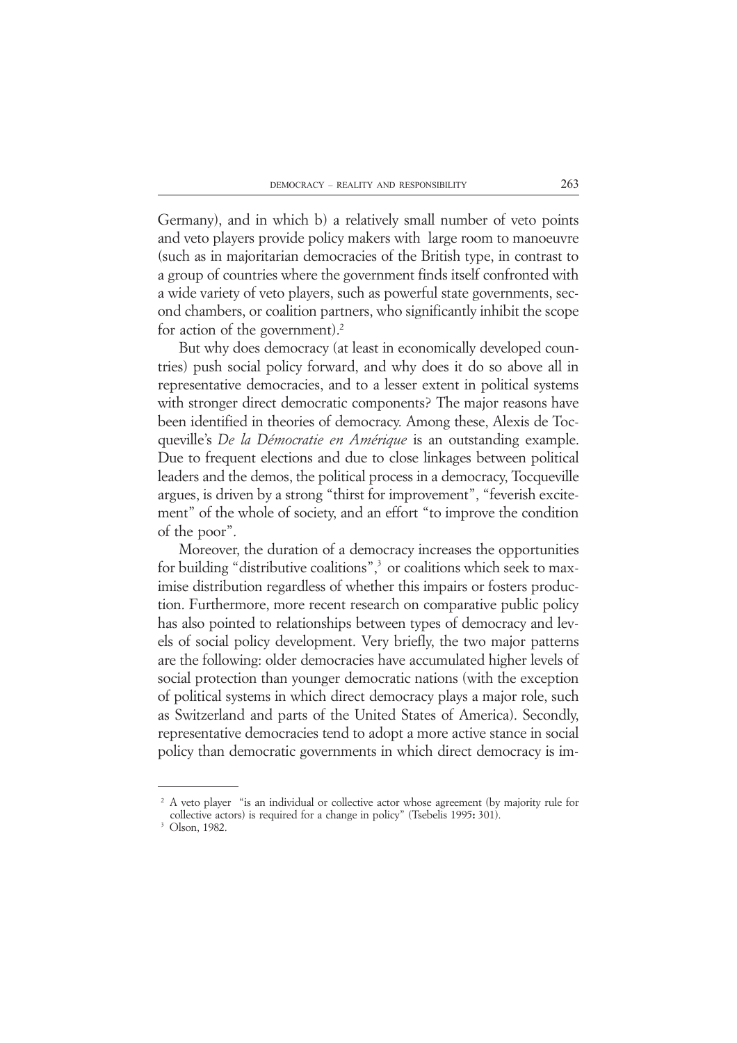Germany), and in which b) a relatively small number of veto points and veto players provide policy makers with large room to manoeuvre (such as in majoritarian democracies of the British type, in contrast to a group of countries where the government finds itself confronted with a wide variety of veto players, such as powerful state governments, second chambers, or coalition partners, who significantly inhibit the scope for action of the government).[2]

But why does democracy (at least in economically developed countries) push social policy forward, and why does it do so above all in representative democracies, and to a lesser extent in political systems with stronger direct democratic components? The major reasons have been identified in theories of democracy. Among these, Alexis de Tocqueville's *De la Démocratie en Amérique* is an outstanding example. Due to frequent elections and due to close linkages between political leaders and the demos, the political process in a democracy, Tocqueville argues, is driven by a strong "thirst for improvement", "feverish excitement" of the whole of society, and an effort "to improve the condition of the poor".

Moreover, the duration of a democracy increases the opportunities for building "distributive coalitions",[3] or coalitions which seek to maximise distribution regardless of whether this impairs or fosters production. Furthermore, more recent research on comparative public policy has also pointed to relationships between types of democracy and levels of social policy development. Very briefly, the two major patterns are the following: older democracies have accumulated higher levels of social protection than younger democratic nations (with the exception of political systems in which direct democracy plays a major role, such as Switzerland and parts of the United States of America). Secondly, representative democracies tend to adopt a more active stance in social policy than democratic governments in which direct democracy is im-

---

[2] A veto player "is an individual or collective actor whose agreement (by majority rule for collective actors) is required for a change in policy" (Tsebelis 1995: 301).

[3] Olson, 1982.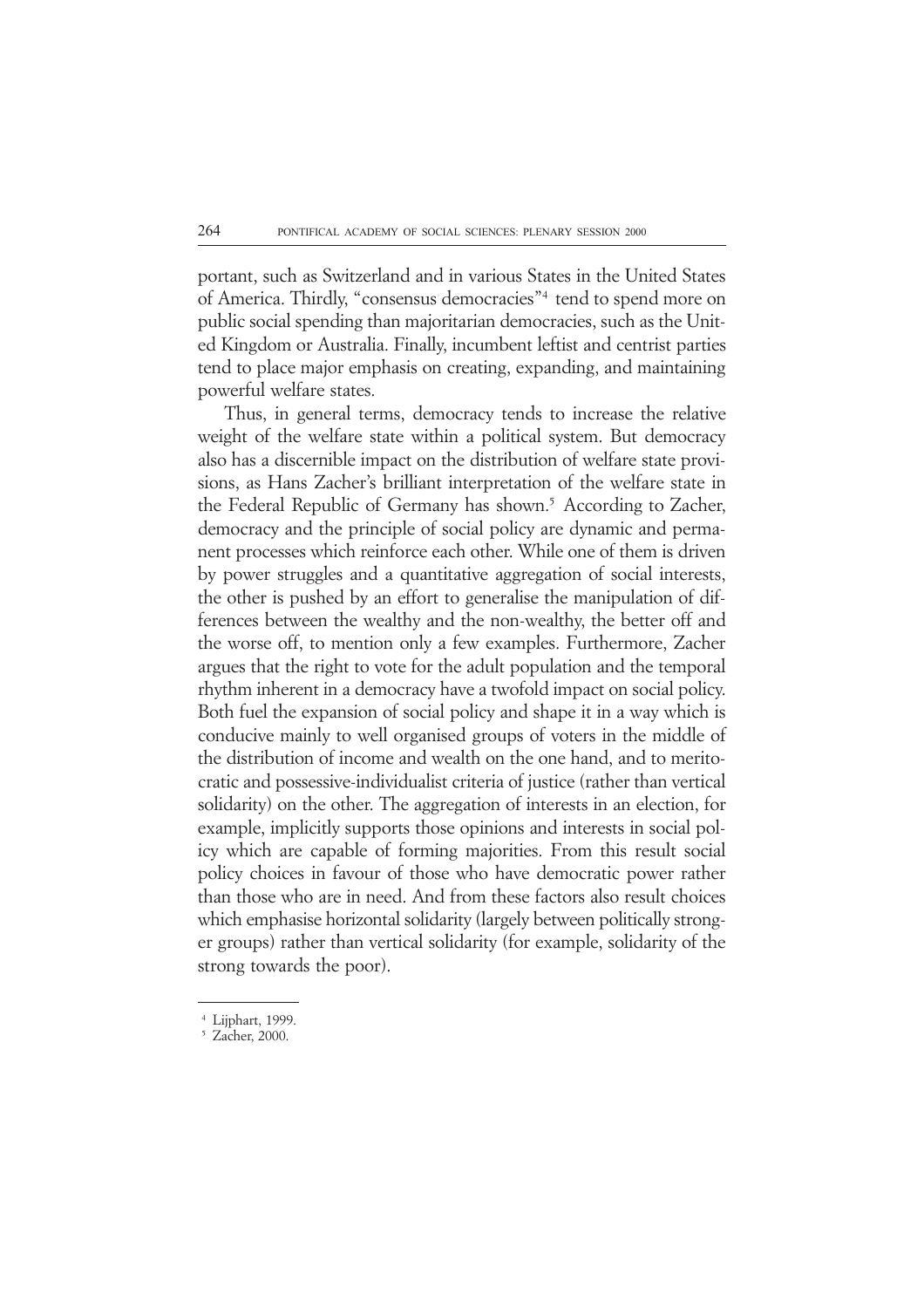portant, such as Switzerland and in various States in the United States of America. Thirdly, "consensus democracies"[4] tend to spend more on public social spending than majoritarian democracies, such as the United Kingdom or Australia. Finally, incumbent leftist and centrist parties tend to place major emphasis on creating, expanding, and maintaining powerful welfare states.

Thus, in general terms, democracy tends to increase the relative weight of the welfare state within a political system. But democracy also has a discernible impact on the distribution of welfare state provisions, as Hans Zacher's brilliant interpretation of the welfare state in the Federal Republic of Germany has shown.[5] According to Zacher, democracy and the principle of social policy are dynamic and permanent processes which reinforce each other. While one of them is driven by power struggles and a quantitative aggregation of social interests, the other is pushed by an effort to generalise the manipulation of differences between the wealthy and the non-wealthy, the better off and the worse off, to mention only a few examples. Furthermore, Zacher argues that the right to vote for the adult population and the temporal rhythm inherent in a democracy have a twofold impact on social policy. Both fuel the expansion of social policy and shape it in a way which is conducive mainly to well organised groups of voters in the middle of the distribution of income and wealth on the one hand, and to meritocratic and possessive-individualist criteria of justice (rather than vertical solidarity) on the other. The aggregation of interests in an election, for example, implicitly supports those opinions and interests in social policy which are capable of forming majorities. From this result social policy choices in favour of those who have democratic power rather than those who are in need. And from these factors also result choices which emphasise horizontal solidarity (largely between politically stronger groups) rather than vertical solidarity (for example, solidarity of the strong towards the poor).

---

[4] Lijphart, 1999.

[5] Zacher, 2000.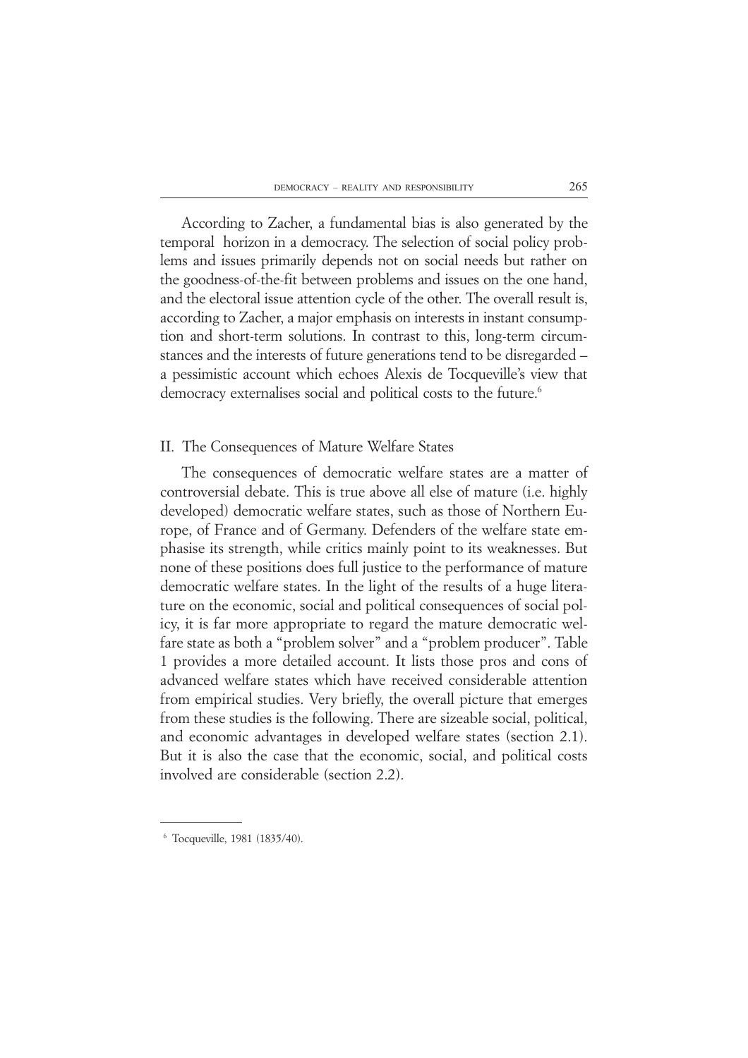According to Zacher, a fundamental bias is also generated by the temporal horizon in a democracy. The selection of social policy problems and issues primarily depends not on social needs but rather on the goodness-of-the-fit between problems and issues on the one hand, and the electoral issue attention cycle of the other. The overall result is, according to Zacher, a major emphasis on interests in instant consumption and short-term solutions. In contrast to this, long-term circumstances and the interests of future generations tend to be disregarded – a pessimistic account which echoes Alexis de Tocqueville's view that democracy externalises social and political costs to the future.[6]

## II. The Consequences of Mature Welfare States

The consequences of democratic welfare states are a matter of controversial debate. This is true above all else of mature (i.e. highly developed) democratic welfare states, such as those of Northern Europe, of France and of Germany. Defenders of the welfare state emphasise its strength, while critics mainly point to its weaknesses. But none of these positions does full justice to the performance of mature democratic welfare states. In the light of the results of a huge literature on the economic, social and political consequences of social policy, it is far more appropriate to regard the mature democratic welfare state as both a "problem solver" and a "problem producer". Table 1 provides a more detailed account. It lists those pros and cons of advanced welfare states which have received considerable attention from empirical studies. Very briefly, the overall picture that emerges from these studies is the following. There are sizeable social, political, and economic advantages in developed welfare states (section 2.1). But it is also the case that the economic, social, and political costs involved are considerable (section 2.2).

---

[6] Tocqueville, 1981 (1835/40).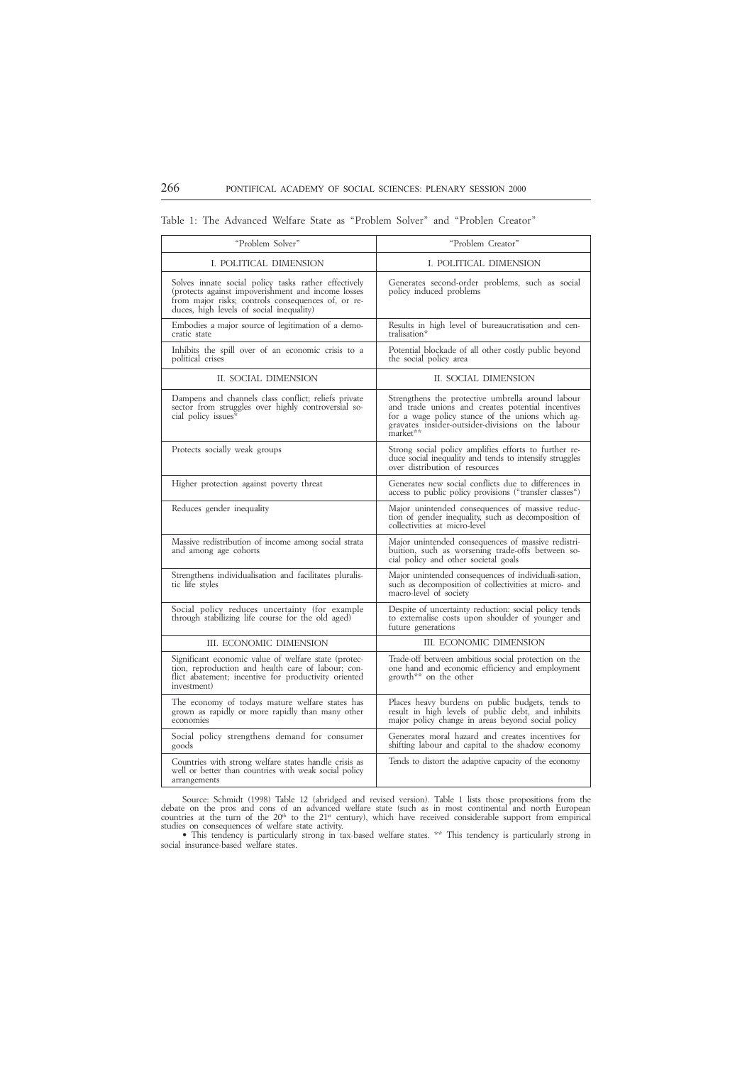Table 1: The Advanced Welfare State as "Problem Solver" and "Problen Creator"

| "Problem Solver" | "Problem Creator" |
|---|---|
| I. POLITICAL DIMENSION | I. POLITICAL DIMENSION |
| Solves innate social policy tasks rather effectively (protects against impoverishment and income losses from major risks; controls consequences of, or reduces, high levels of social inequality) | Generates second-order problems, such as social policy induced problems |
| Embodies a major source of legitimation of a democratic state | Results in high level of bureaucratisation and centralisation* |
| Inhibits the spill over of an economic crisis to a political crises | Potential blockade of all other costly public beyond the social policy area |
| II. SOCIAL DIMENSION | II. SOCIAL DIMENSION |
| Dampens and channels class conflict; reliefs private sector from struggles over highly controversial social policy issues* | Strengthens the protective umbrella around labour and trade unions and creates potential incentives for a wage policy stance of the unions which aggravates insider-outsider-divisions on the labour market** |
| Protects socially weak groups | Strong social policy amplifies efforts to further reduce social inequality and tends to intensify struggles over distribution of resources |
| Higher protection against poverty threat | Generates new social conflicts due to differences in access to public policy provisions ("transfer classes") |
| Reduces gender inequality | Major unintended consequences of massive reduction of gender inequality, such as decomposition of collectivities at micro-level |
| Massive redistribution of income among social strata and among age cohorts | Major unintended consequences of massive redistribuition, such as worsening trade-offs between social policy and other societal goals |
| Strengthens individualisation and facilitates pluralistic life styles | Major unintended consequences of individuali-sation, such as decomposition of collectivities at micro- and macro-level of society |
| Social policy reduces uncertainty (for example through stabilizing life course for the old aged) | Despite of uncertainty reduction: social policy tends to externalise costs upon shoulder of younger and future generations |
| III. ECONOMIC DIMENSION | III. ECONOMIC DIMENSION |
| Significant economic value of welfare state (protection, reproduction and health care of labour; conflict abatement; incentive for productivity oriented investment) | Trade-off between ambitious social protection on the one hand and economic efficiency and employment growth** on the other |
| The economy of todays mature welfare states has grown as rapidly or more rapidly than many other economies | Places heavy burdens on public budgets, tends to result in high levels of public debt, and inhibits major policy change in areas beyond social policy |
| Social policy strengthens demand for consumer goods | Generates moral hazard and creates incentives for shifting labour and capital to the shadow economy |
| Countries with strong welfare states handle crisis as well or better than countries with weak social policy arrangements | Tends to distort the adaptive capacity of the economy |

Source: Schmidt (1998) Table 12 (abridged and revised version). Table 1 lists those propositions from the debate on the pros and cons of an advanced welfare state (such as in most continental and north European countries at the turn of the 20th to the 21st century), which have received considerable support from empirical studies on consequences of welfare state activity.

* This tendency is particularly strong in tax-based welfare states. ** This tendency is particularly strong in social insurance-based welfare states.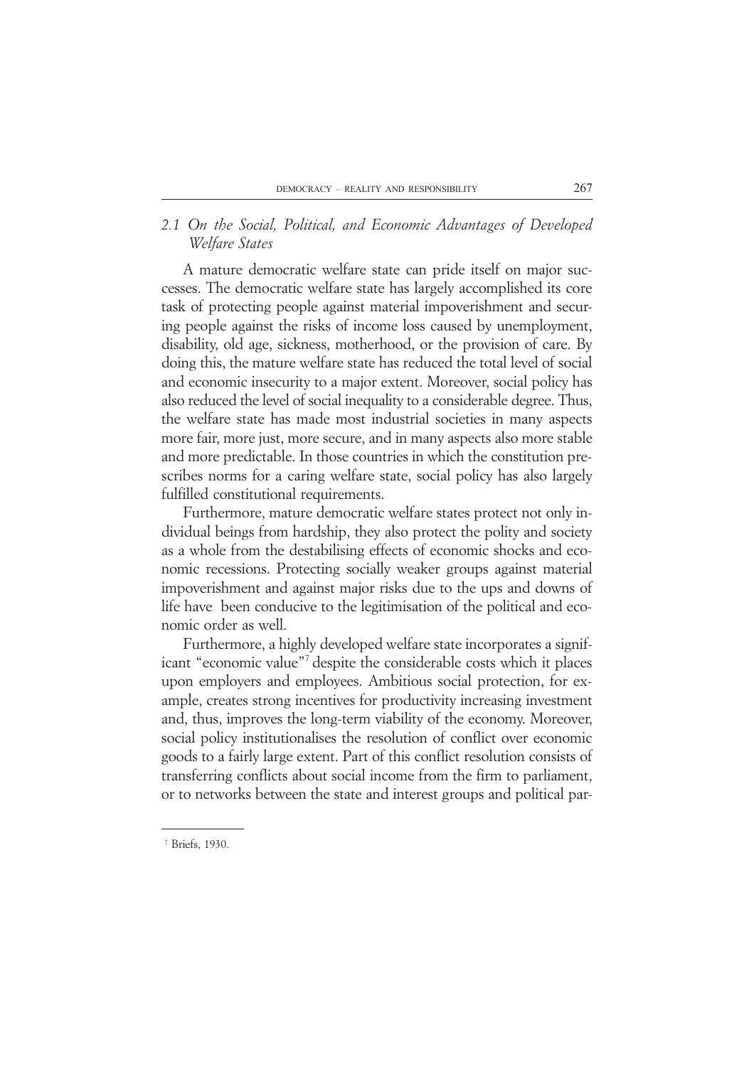## *2.1 On the Social, Political, and Economic Advantages of Developed Welfare States*

A mature democratic welfare state can pride itself on major successes. The democratic welfare state has largely accomplished its core task of protecting people against material impoverishment and securing people against the risks of income loss caused by unemployment, disability, old age, sickness, motherhood, or the provision of care. By doing this, the mature welfare state has reduced the total level of social and economic insecurity to a major extent. Moreover, social policy has also reduced the level of social inequality to a considerable degree. Thus, the welfare state has made most industrial societies in many aspects more fair, more just, more secure, and in many aspects also more stable and more predictable. In those countries in which the constitution prescribes norms for a caring welfare state, social policy has also largely fulfilled constitutional requirements.

Furthermore, mature democratic welfare states protect not only individual beings from hardship, they also protect the polity and society as a whole from the destabilising effects of economic shocks and economic recessions. Protecting socially weaker groups against material impoverishment and against major risks due to the ups and downs of life have been conducive to the legitimisation of the political and economic order as well.

Furthermore, a highly developed welfare state incorporates a significant "economic value"[7] despite the considerable costs which it places upon employers and employees. Ambitious social protection, for example, creates strong incentives for productivity increasing investment and, thus, improves the long-term viability of the economy. Moreover, social policy institutionalises the resolution of conflict over economic goods to a fairly large extent. Part of this conflict resolution consists of transferring conflicts about social income from the firm to parliament, or to networks between the state and interest groups and political par-

[7] Briefs, 1930.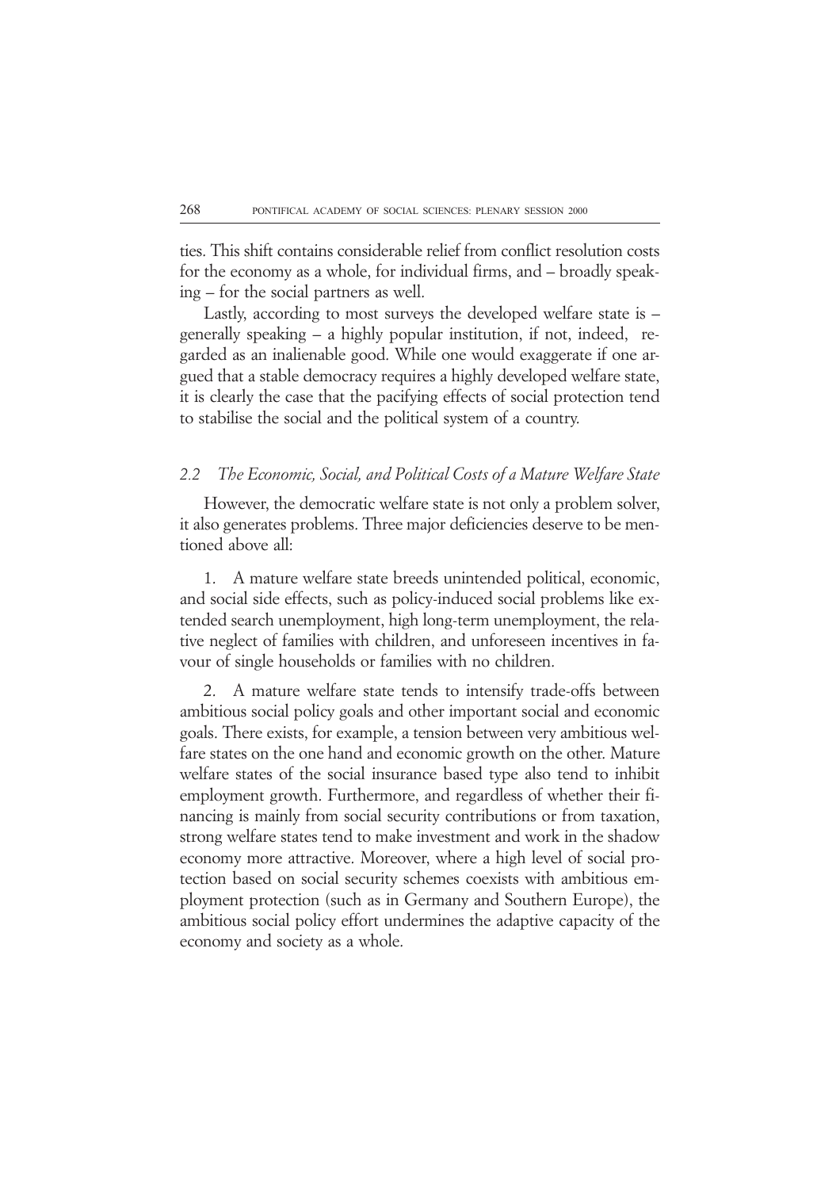ties. This shift contains considerable relief from conflict resolution costs for the economy as a whole, for individual firms, and – broadly speaking – for the social partners as well.

Lastly, according to most surveys the developed welfare state is – generally speaking – a highly popular institution, if not, indeed, regarded as an inalienable good. While one would exaggerate if one argued that a stable democracy requires a highly developed welfare state, it is clearly the case that the pacifying effects of social protection tend to stabilise the social and the political system of a country.

### *2.2 The Economic, Social, and Political Costs of a Mature Welfare State*

However, the democratic welfare state is not only a problem solver, it also generates problems. Three major deficiencies deserve to be mentioned above all:

1. A mature welfare state breeds unintended political, economic, and social side effects, such as policy-induced social problems like extended search unemployment, high long-term unemployment, the relative neglect of families with children, and unforeseen incentives in favour of single households or families with no children.

2. A mature welfare state tends to intensify trade-offs between ambitious social policy goals and other important social and economic goals. There exists, for example, a tension between very ambitious welfare states on the one hand and economic growth on the other. Mature welfare states of the social insurance based type also tend to inhibit employment growth. Furthermore, and regardless of whether their financing is mainly from social security contributions or from taxation, strong welfare states tend to make investment and work in the shadow economy more attractive. Moreover, where a high level of social protection based on social security schemes coexists with ambitious employment protection (such as in Germany and Southern Europe), the ambitious social policy effort undermines the adaptive capacity of the economy and society as a whole.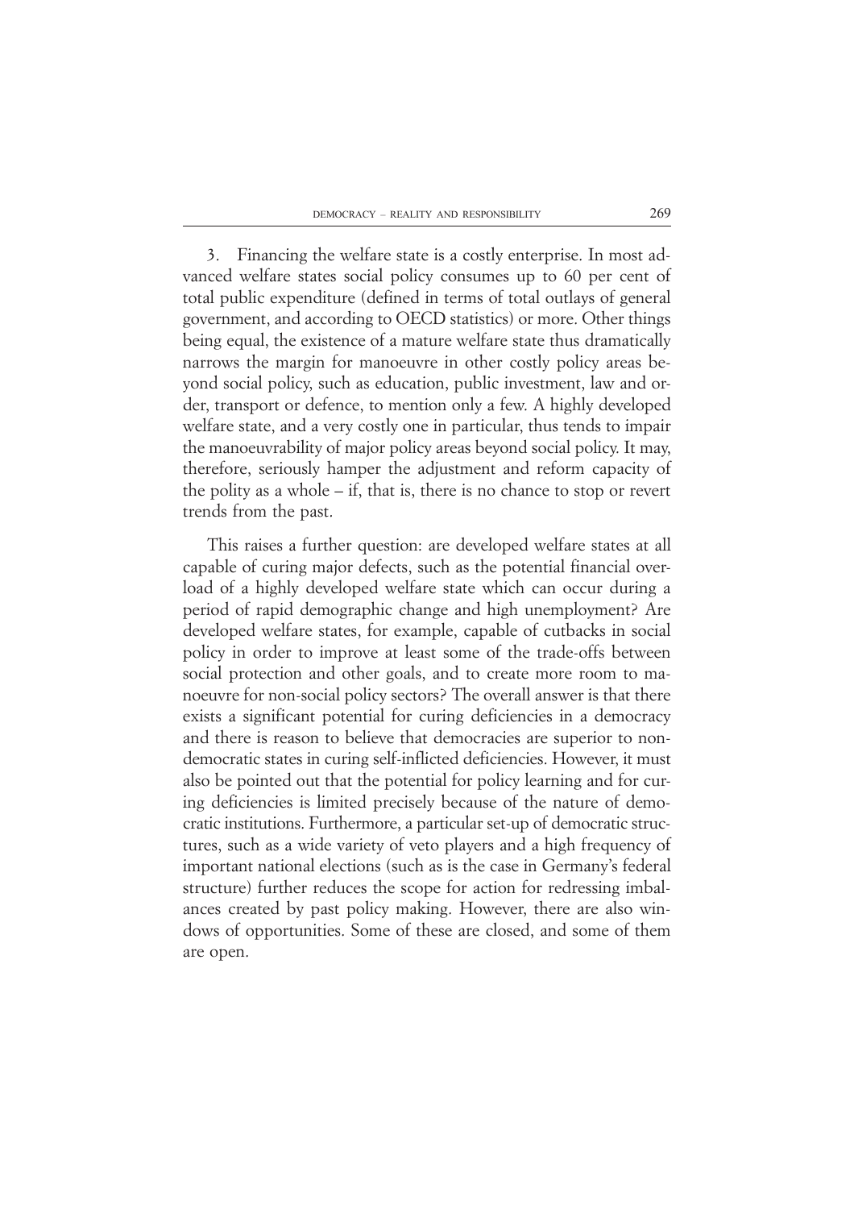3. Financing the welfare state is a costly enterprise. In most advanced welfare states social policy consumes up to 60 per cent of total public expenditure (defined in terms of total outlays of general government, and according to OECD statistics) or more. Other things being equal, the existence of a mature welfare state thus dramatically narrows the margin for manoeuvre in other costly policy areas beyond social policy, such as education, public investment, law and order, transport or defence, to mention only a few. A highly developed welfare state, and a very costly one in particular, thus tends to impair the manoeuvrability of major policy areas beyond social policy. It may, therefore, seriously hamper the adjustment and reform capacity of the polity as a whole – if, that is, there is no chance to stop or revert trends from the past.

This raises a further question: are developed welfare states at all capable of curing major defects, such as the potential financial overload of a highly developed welfare state which can occur during a period of rapid demographic change and high unemployment? Are developed welfare states, for example, capable of cutbacks in social policy in order to improve at least some of the trade-offs between social protection and other goals, and to create more room to manoeuvre for non-social policy sectors? The overall answer is that there exists a significant potential for curing deficiencies in a democracy and there is reason to believe that democracies are superior to non-democratic states in curing self-inflicted deficiencies. However, it must also be pointed out that the potential for policy learning and for curing deficiencies is limited precisely because of the nature of democratic institutions. Furthermore, a particular set-up of democratic structures, such as a wide variety of veto players and a high frequency of important national elections (such as is the case in Germany's federal structure) further reduces the scope for action for redressing imbalances created by past policy making. However, there are also windows of opportunities. Some of these are closed, and some of them are open.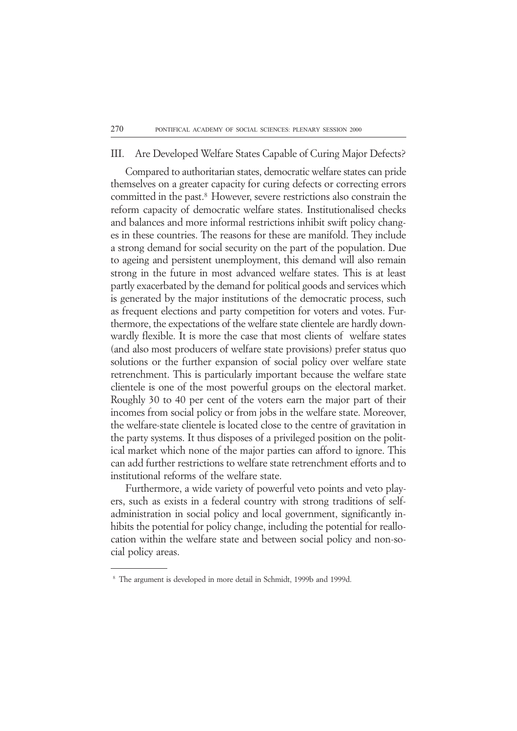## III. Are Developed Welfare States Capable of Curing Major Defects?

Compared to authoritarian states, democratic welfare states can pride themselves on a greater capacity for curing defects or correcting errors committed in the past.[8] However, severe restrictions also constrain the reform capacity of democratic welfare states. Institutionalised checks and balances and more informal restrictions inhibit swift policy changes in these countries. The reasons for these are manifold. They include a strong demand for social security on the part of the population. Due to ageing and persistent unemployment, this demand will also remain strong in the future in most advanced welfare states. This is at least partly exacerbated by the demand for political goods and services which is generated by the major institutions of the democratic process, such as frequent elections and party competition for voters and votes. Furthermore, the expectations of the welfare state clientele are hardly downwardly flexible. It is more the case that most clients of welfare states (and also most producers of welfare state provisions) prefer status quo solutions or the further expansion of social policy over welfare state retrenchment. This is particularly important because the welfare state clientele is one of the most powerful groups on the electoral market. Roughly 30 to 40 per cent of the voters earn the major part of their incomes from social policy or from jobs in the welfare state. Moreover, the welfare-state clientele is located close to the centre of gravitation in the party systems. It thus disposes of a privileged position on the political market which none of the major parties can afford to ignore. This can add further restrictions to welfare state retrenchment efforts and to institutional reforms of the welfare state.

Furthermore, a wide variety of powerful veto points and veto players, such as exists in a federal country with strong traditions of self-administration in social policy and local government, significantly inhibits the potential for policy change, including the potential for reallocation within the welfare state and between social policy and non-social policy areas.

---

[8] The argument is developed in more detail in Schmidt, 1999b and 1999d.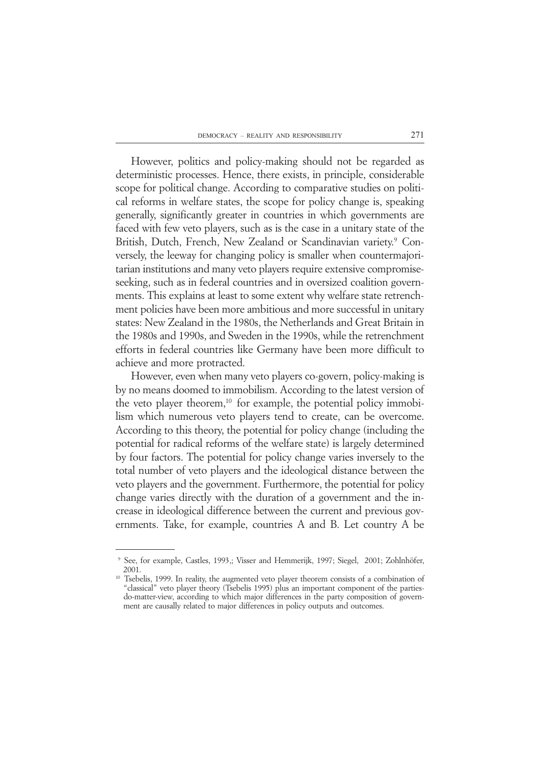However, politics and policy-making should not be regarded as deterministic processes. Hence, there exists, in principle, considerable scope for political change. According to comparative studies on political reforms in welfare states, the scope for policy change is, speaking generally, significantly greater in countries in which governments are faced with few veto players, such as is the case in a unitary state of the British, Dutch, French, New Zealand or Scandinavian variety.[9] Conversely, the leeway for changing policy is smaller when countermajoritarian institutions and many veto players require extensive compromise-seeking, such as in federal countries and in oversized coalition governments. This explains at least to some extent why welfare state retrenchment policies have been more ambitious and more successful in unitary states: New Zealand in the 1980s, the Netherlands and Great Britain in the 1980s and 1990s, and Sweden in the 1990s, while the retrenchment efforts in federal countries like Germany have been more difficult to achieve and more protracted.

However, even when many veto players co-govern, policy-making is by no means doomed to immobilism. According to the latest version of the veto player theorem,[10] for example, the potential policy immobilism which numerous veto players tend to create, can be overcome. According to this theory, the potential for policy change (including the potential for radical reforms of the welfare state) is largely determined by four factors. The potential for policy change varies inversely to the total number of veto players and the ideological distance between the veto players and the government. Furthermore, the potential for policy change varies directly with the duration of a government and the increase in ideological difference between the current and previous governments. Take, for example, countries A and B. Let country A be

---

[9] See, for example, Castles, 1993,; Visser and Hemmerijk, 1997; Siegel, 2001; Zohlnhöfer, 2001.

[10] Tsebelis, 1999. In reality, the augmented veto player theorem consists of a combination of "classical" veto player theory (Tsebelis 1995) plus an important component of the parties-do-matter-view, according to which major differences in the party composition of government are causally related to major differences in policy outputs and outcomes.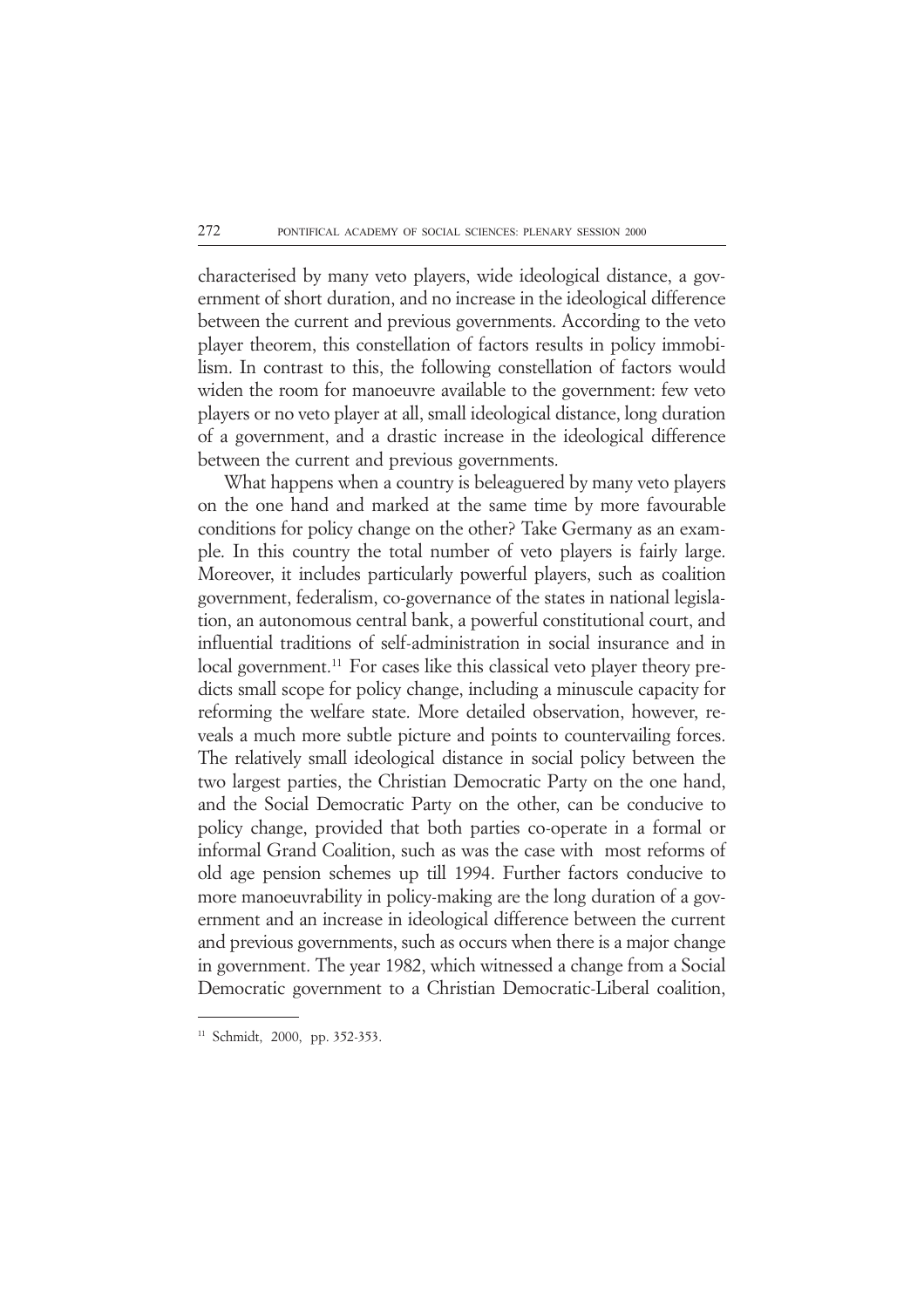characterised by many veto players, wide ideological distance, a government of short duration, and no increase in the ideological difference between the current and previous governments. According to the veto player theorem, this constellation of factors results in policy immobilism. In contrast to this, the following constellation of factors would widen the room for manoeuvre available to the government: few veto players or no veto player at all, small ideological distance, long duration of a government, and a drastic increase in the ideological difference between the current and previous governments.

What happens when a country is beleaguered by many veto players on the one hand and marked at the same time by more favourable conditions for policy change on the other? Take Germany as an example. In this country the total number of veto players is fairly large. Moreover, it includes particularly powerful players, such as coalition government, federalism, co-governance of the states in national legislation, an autonomous central bank, a powerful constitutional court, and influential traditions of self-administration in social insurance and in local government.[11] For cases like this classical veto player theory predicts small scope for policy change, including a minuscule capacity for reforming the welfare state. More detailed observation, however, reveals a much more subtle picture and points to countervailing forces. The relatively small ideological distance in social policy between the two largest parties, the Christian Democratic Party on the one hand, and the Social Democratic Party on the other, can be conducive to policy change, provided that both parties co-operate in a formal or informal Grand Coalition, such as was the case with most reforms of old age pension schemes up till 1994. Further factors conducive to more manoeuvrability in policy-making are the long duration of a government and an increase in ideological difference between the current and previous governments, such as occurs when there is a major change in government. The year 1982, which witnessed a change from a Social Democratic government to a Christian Democratic-Liberal coalition,

---

[11] Schmidt, 2000, pp. 352-353.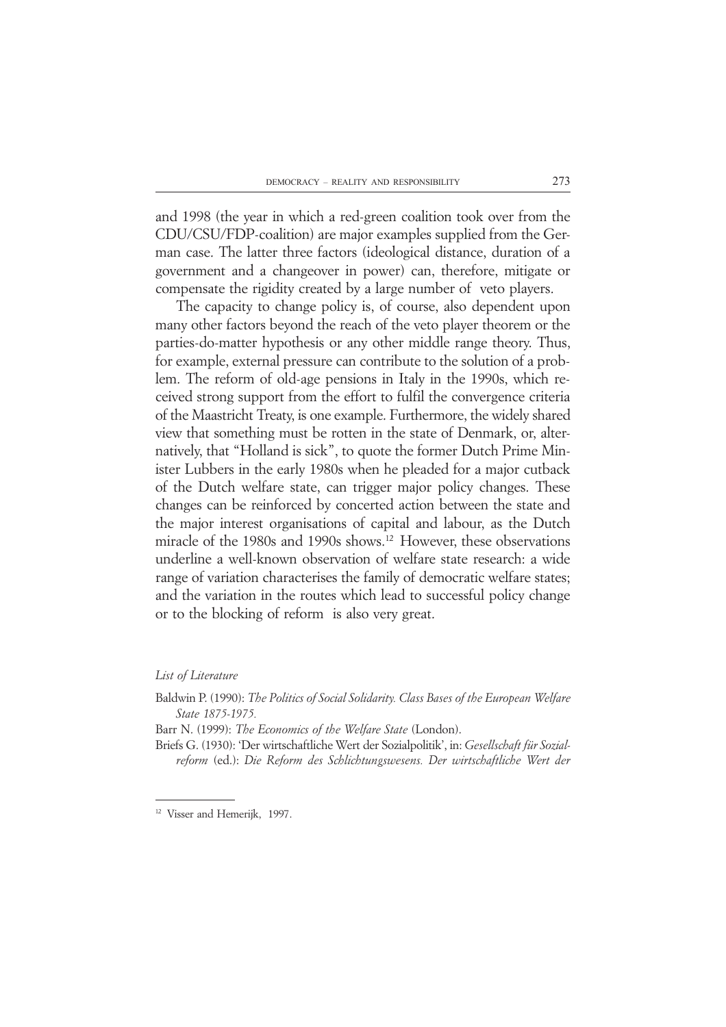and 1998 (the year in which a red-green coalition took over from the CDU/CSU/FDP-coalition) are major examples supplied from the German case. The latter three factors (ideological distance, duration of a government and a changeover in power) can, therefore, mitigate or compensate the rigidity created by a large number of veto players.

The capacity to change policy is, of course, also dependent upon many other factors beyond the reach of the veto player theorem or the parties-do-matter hypothesis or any other middle range theory. Thus, for example, external pressure can contribute to the solution of a problem. The reform of old-age pensions in Italy in the 1990s, which received strong support from the effort to fulfil the convergence criteria of the Maastricht Treaty, is one example. Furthermore, the widely shared view that something must be rotten in the state of Denmark, or, alternatively, that "Holland is sick", to quote the former Dutch Prime Minister Lubbers in the early 1980s when he pleaded for a major cutback of the Dutch welfare state, can trigger major policy changes. These changes can be reinforced by concerted action between the state and the major interest organisations of capital and labour, as the Dutch miracle of the 1980s and 1990s shows.[12] However, these observations underline a well-known observation of welfare state research: a wide range of variation characterises the family of democratic welfare states; and the variation in the routes which lead to successful policy change or to the blocking of reform is also very great.

*List of Literature*

Baldwin P. (1990): *The Politics of Social Solidarity. Class Bases of the European Welfare State 1875-1975.*

Barr N. (1999): *The Economics of the Welfare State* (London).

Briefs G. (1930): 'Der wirtschaftliche Wert der Sozialpolitik', in: *Gesellschaft für Sozialreform* (ed.): *Die Reform des Schlichtungswesens. Der wirtschaftliche Wert der*

[12] Visser and Hemerijk, 1997.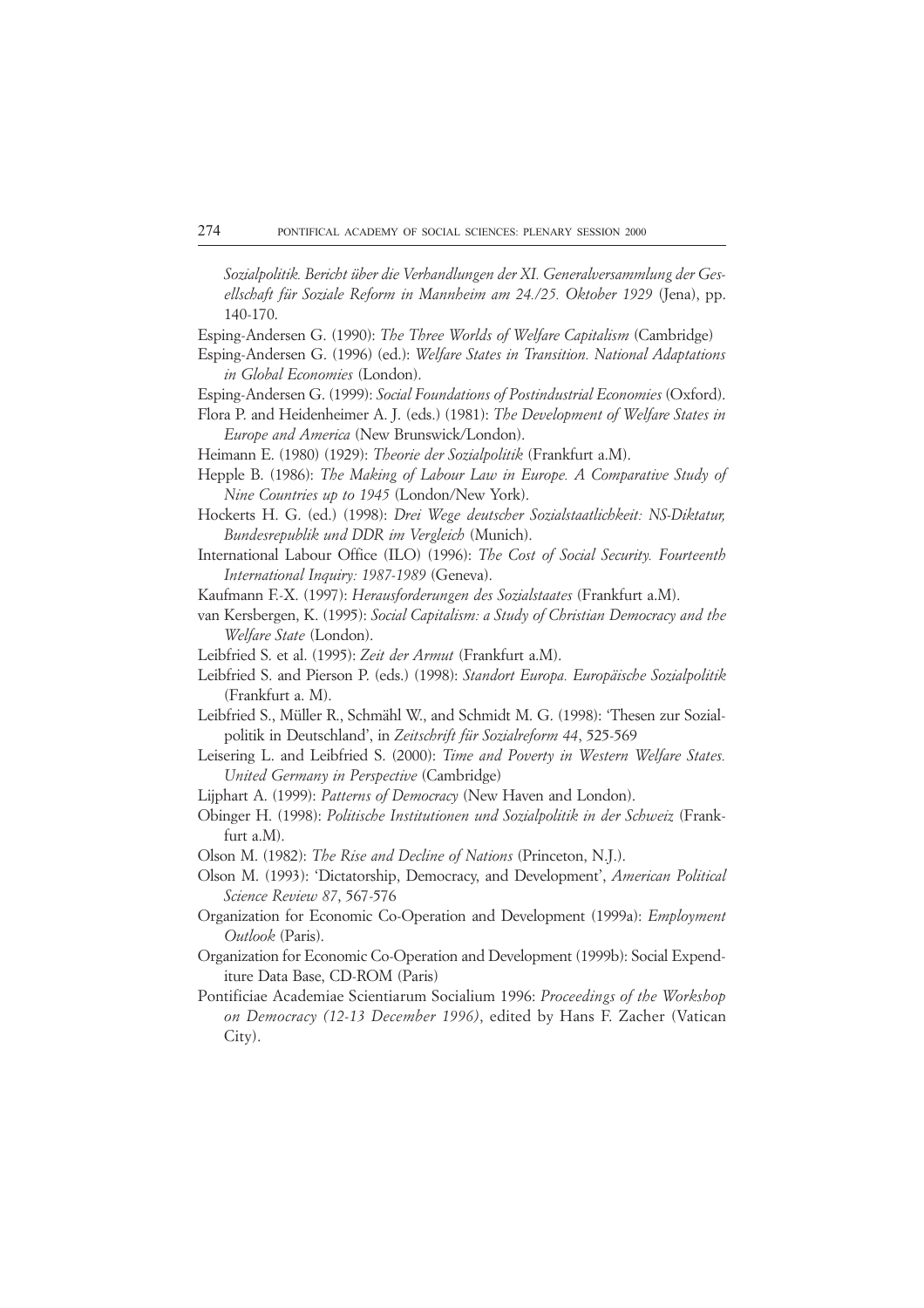*Sozialpolitik. Bericht über die Verhandlungen der XI. Generalversammlung der Gesellschaft für Soziale Reform in Mannheim am 24./25. Oktober 1929* (Jena), pp. 140-170.

Esping-Andersen G. (1990): *The Three Worlds of Welfare Capitalism* (Cambridge)

Esping-Andersen G. (1996) (ed.): *Welfare States in Transition. National Adaptations in Global Economies* (London).

Esping-Andersen G. (1999): *Social Foundations of Postindustrial Economies* (Oxford).

Flora P. and Heidenheimer A. J. (eds.) (1981): *The Development of Welfare States in Europe and America* (New Brunswick/London).

Heimann E. (1980) (1929): *Theorie der Sozialpolitik* (Frankfurt a.M).

Hepple B. (1986): *The Making of Labour Law in Europe. A Comparative Study of Nine Countries up to 1945* (London/New York).

Hockerts H. G. (ed.) (1998): *Drei Wege deutscher Sozialstaatlichkeit: NS-Diktatur, Bundesrepublik und DDR im Vergleich* (Munich).

International Labour Office (ILO) (1996): *The Cost of Social Security. Fourteenth International Inquiry: 1987-1989* (Geneva).

Kaufmann F.-X. (1997): *Herausforderungen des Sozialstaates* (Frankfurt a.M).

van Kersbergen, K. (1995): *Social Capitalism: a Study of Christian Democracy and the Welfare State* (London).

Leibfried S. et al. (1995): *Zeit der Armut* (Frankfurt a.M).

Leibfried S. and Pierson P. (eds.) (1998): *Standort Europa. Europäische Sozialpolitik* (Frankfurt a. M).

Leibfried S., Müller R., Schmähl W., and Schmidt M. G. (1998): 'Thesen zur Sozialpolitik in Deutschland', in *Zeitschrift für Sozialreform 44*, 525-569

Leisering L. and Leibfried S. (2000): *Time and Poverty in Western Welfare States. United Germany in Perspective* (Cambridge)

Lijphart A. (1999): *Patterns of Democracy* (New Haven and London).

Obinger H. (1998): *Politische Institutionen und Sozialpolitik in der Schweiz* (Frankfurt a.M).

Olson M. (1982): *The Rise and Decline of Nations* (Princeton, N.J.).

Olson M. (1993): 'Dictatorship, Democracy, and Development', *American Political Science Review 87*, 567-576

Organization for Economic Co-Operation and Development (1999a): *Employment Outlook* (Paris).

Organization for Economic Co-Operation and Development (1999b): Social Expenditure Data Base, CD-ROM (Paris)

Pontificiae Academiae Scientiarum Socialium 1996: *Proceedings of the Workshop on Democracy (12-13 December 1996)*, edited by Hans F. Zacher (Vatican City).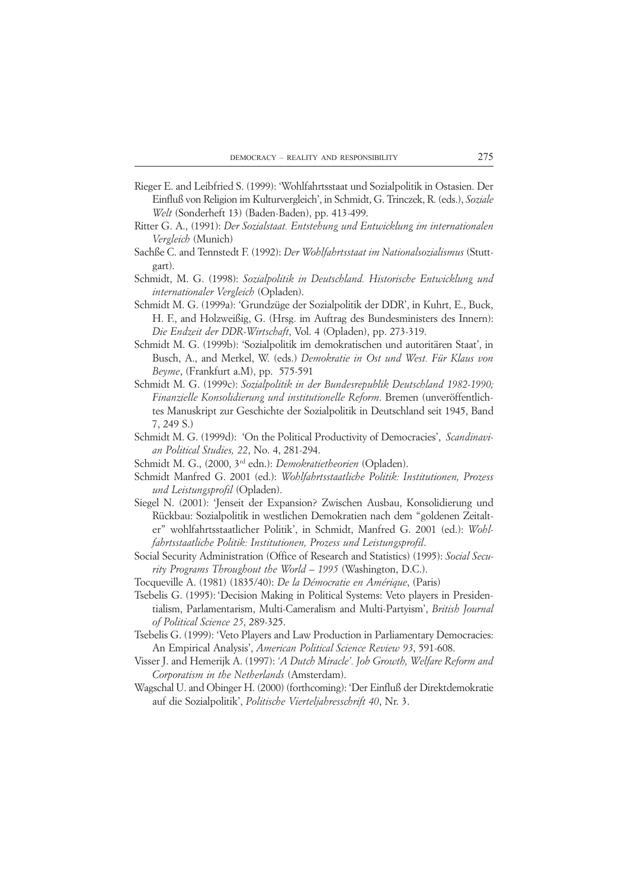Rieger E. and Leibfried S. (1999): 'Wohlfahrtsstaat und Sozialpolitik in Ostasien. Der Einfluß von Religion im Kulturvergleich', in Schmidt, G. Trinczek, R. (eds.), *Soziale Welt* (Sonderheft 13) (Baden-Baden), pp. 413-499.

Ritter G. A., (1991): *Der Sozialstaat. Entstehung und Entwicklung im internationalen Vergleich* (Munich)

Sachße C. and Tennstedt F. (1992): *Der Wohlfahrtsstaat im Nationalsozialismus* (Stuttgart).

Schmidt, M. G. (1998): *Sozialpolitik in Deutschland. Historische Entwicklung und internationaler Vergleich* (Opladen).

Schmidt M. G. (1999a): 'Grundzüge der Sozialpolitik der DDR', in Kuhrt, E., Buck, H. F., and Holzweißig, G. (Hrsg. im Auftrag des Bundesministers des Innern): *Die Endzeit der DDR-Wirtschaft*, Vol. 4 (Opladen), pp. 273-319.

Schmidt M. G. (1999b): 'Sozialpolitik im demokratischen und autoritären Staat', in Busch, A., and Merkel, W. (eds.) *Demokratie in Ost und West. Für Klaus von Beyme*, (Frankfurt a.M), pp. 575-591

Schmidt M. G. (1999c): *Sozialpolitik in der Bundesrepublik Deutschland 1982-1990; Finanzielle Konsolidierung und institutionelle Reform*. Bremen (unveröffentlichtes Manuskript zur Geschichte der Sozialpolitik in Deutschland seit 1945, Band 7, 249 S.)

Schmidt M. G. (1999d): 'On the Political Productivity of Democracies', *Scandinavian Political Studies, 22*, No. 4, 281-294.

Schmidt M. G., (2000, 3rd edn.): *Demokratietheorien* (Opladen).

Schmidt Manfred G. 2001 (ed.): *Wohlfahrtsstaatliche Politik: Institutionen, Prozess und Leistungsprofil* (Opladen).

Siegel N. (2001): 'Jenseit der Expansion? Zwischen Ausbau, Konsolidierung und Rückbau: Sozialpolitik in westlichen Demokratien nach dem "goldenen Zeitalter" wohlfahrtsstaatlicher Politik', in Schmidt, Manfred G. 2001 (ed.): *Wohlfahrtsstaatliche Politik: Institutionen, Prozess und Leistungsprofil*.

Social Security Administration (Office of Research and Statistics) (1995): *Social Security Programs Throughout the World – 1995* (Washington, D.C.).

Tocqueville A. (1981) (1835/40): *De la Démocratie en Amérique*, (Paris)

Tsebelis G. (1995): 'Decision Making in Political Systems: Veto players in Presidentialism, Parlamentarism, Multi-Cameralism and Multi-Partyism', *British Journal of Political Science 25*, 289-325.

Tsebelis G. (1999): 'Veto Players and Law Production in Parliamentary Democracies: An Empirical Analysis', *American Political Science Review 93*, 591-608.

Visser J. and Hemerijk A. (1997): *'A Dutch Miracle'. Job Growth, Welfare Reform and Corporatism in the Netherlands* (Amsterdam).

Wagschal U. and Obinger H. (2000) (forthcoming): 'Der Einfluß der Direktdemokratie auf die Sozialpolitik', *Politische Vierteljahresschrift 40*, Nr. 3.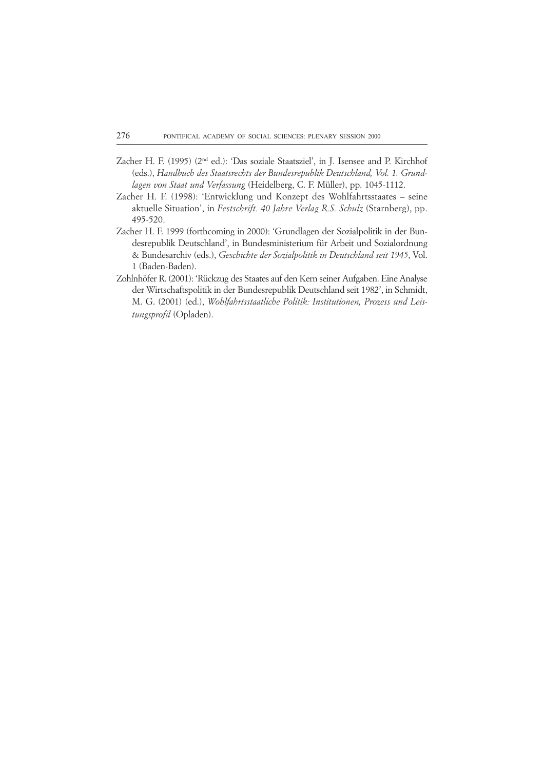Zacher H. F. (1995) (2nd ed.): 'Das soziale Staatsziel', in J. Isensee and P. Kirchhof (eds.), *Handbuch des Staatsrechts der Bundesrepublik Deutschland, Vol. 1. Grundlagen von Staat und Verfassung* (Heidelberg, C. F. Müller), pp. 1045-1112.

Zacher H. F. (1998): 'Entwicklung und Konzept des Wohlfahrtsstaates – seine aktuelle Situation', in *Festschrift. 40 Jahre Verlag R.S. Schulz* (Starnberg), pp. 495-520.

Zacher H. F. 1999 (forthcoming in 2000): 'Grundlagen der Sozialpolitik in der Bundesrepublik Deutschland', in Bundesministerium für Arbeit und Sozialordnung & Bundesarchiv (eds.), *Geschichte der Sozialpolitik in Deutschland seit 1945*, Vol. 1 (Baden-Baden).

Zohlnhöfer R. (2001): 'Rückzug des Staates auf den Kern seiner Aufgaben. Eine Analyse der Wirtschaftspolitik in der Bundesrepublik Deutschland seit 1982', in Schmidt, M. G. (2001) (ed.), *Wohlfahrtsstaatliche Politik: Institutionen, Prozess und Leistungsprofil* (Opladen).